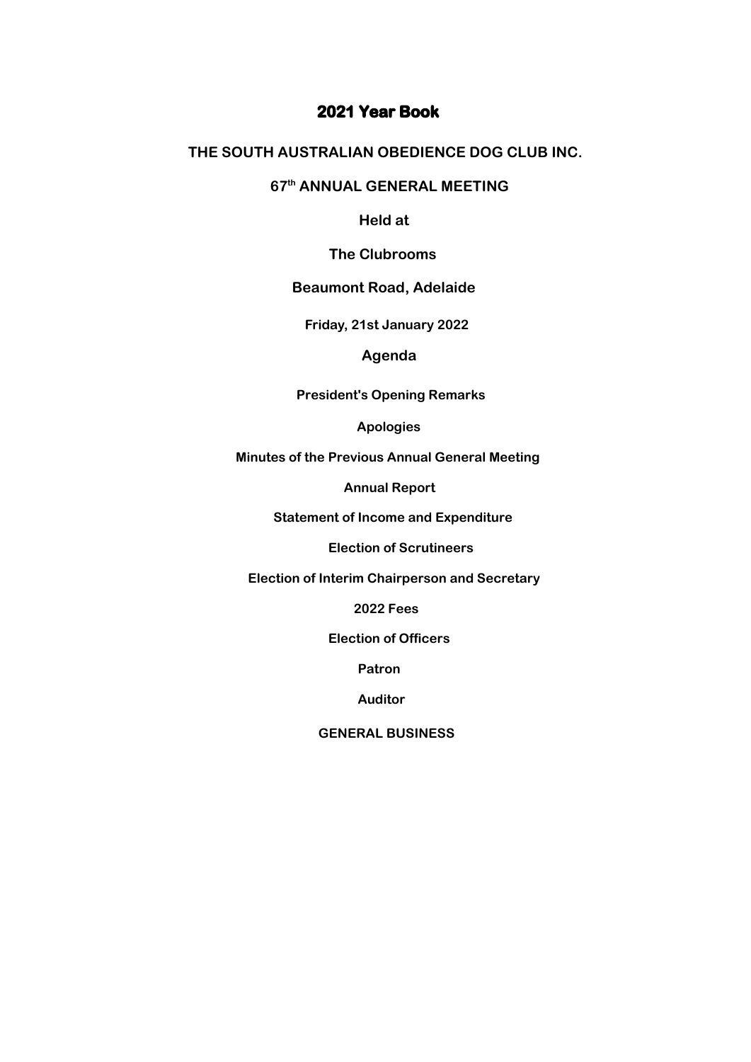# 2021 Year Book

## THE SOUTH AUSTRALIAN OBEDIENCE DOG CLUB INC.

### 67th ANNUAL GENERAL MEETING

**Held at**

**The Clubrooms**

**Beaumont Road, Adelaide**

**Friday, 21st January 2022**

### Agenda

**President's Opening Remarks**

**Apologies**

**Minutes of the Previous Annual General Meeting**

**Annual Report**

**Statement of Income and Expenditure**

**Election of Scrutineers**

**Election of Interim Chairperson and Secretary**

**2022 Fees**

**Election of Officers**

**Patron**

**Auditor**

**GENERAL BUSINESS**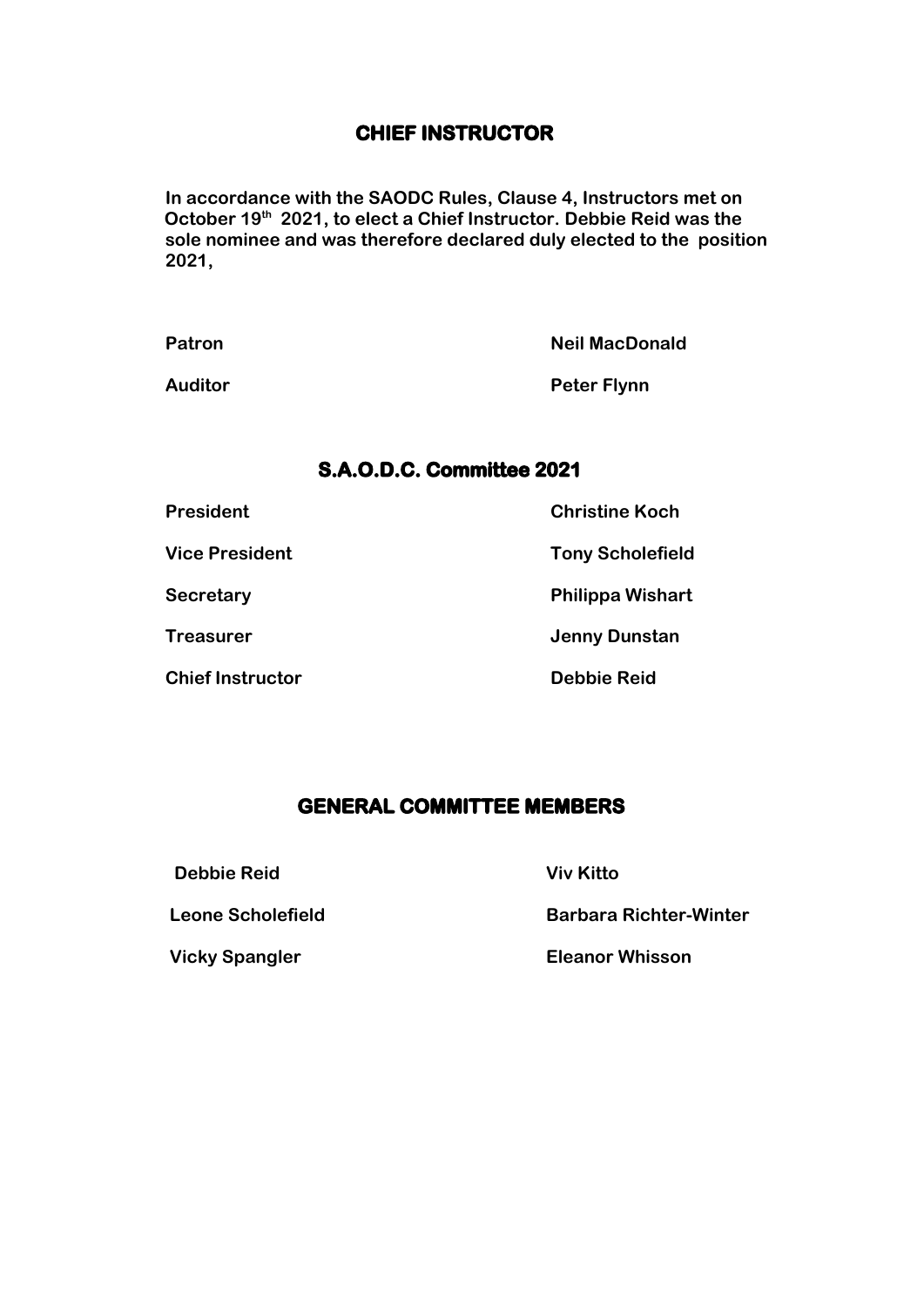## CHIEF INSTRUCTOR

**In accordance with the SAODC Rules, Clause 4, Instructors met on October 19th 2021, to elect a Chief Instructor. Debbie Reid was the sole nominee and was therefore declared duly elected to the position 2021,**

| | |
|---|---|
| **Patron** | **Neil MacDonald** |
| **Auditor** | **Peter Flynn** |

## S.A.O.D.C. Committee 2021

| | |
|---|---|
| **President** | **Christine Koch** |
| **Vice President** | **Tony Scholefield** |
| **Secretary** | **Philippa Wishart** |
| **Treasurer** | **Jenny Dunstan** |
| **Chief Instructor** | **Debbie Reid** |

## GENERAL COMMITTEE MEMBERS

| | |
|---|---|
| **Debbie Reid** | **Viv Kitto** |
| **Leone Scholefield** | **Barbara Richter-Winter** |
| **Vicky Spangler** | **Eleanor Whisson** |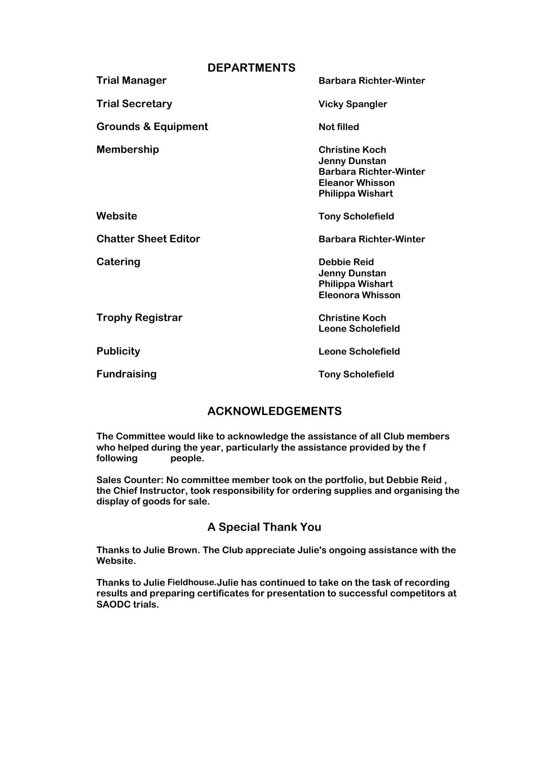## DEPARTMENTS

| | |
|---|---|
| **Trial Manager** | Barbara Richter-Winter |
| **Trial Secretary** | Vicky Spangler |
| **Grounds & Equipment** | Not filled |
| **Membership** | Christine Koch<br>Jenny Dunstan<br>Barbara Richter-Winter<br>Eleanor Whisson<br>Philippa Wishart |
| **Website** | Tony Scholefield |
| **Chatter Sheet Editor** | Barbara Richter-Winter |
| **Catering** | Debbie Reid<br>Jenny Dunstan<br>Philippa Wishart<br>Eleonora Whisson |
| **Trophy Registrar** | Christine Koch<br>Leone Scholefield |
| **Publicity** | Leone Scholefield |
| **Fundraising** | Tony Scholefield |

## ACKNOWLEDGEMENTS

**The Committee would like to acknowledge the assistance of all Club members who helped during the year, particularly the assistance provided by the f following people.**

**Sales Counter: No committee member took on the portfolio, but Debbie Reid , the Chief Instructor, took responsibility for ordering supplies and organising the display of goods for sale.**

## A Special Thank You

**Thanks to Julie Brown. The Club appreciate Julie's ongoing assistance with the Website.**

**Thanks to Julie Fieldhouse.Julie has continued to take on the task of recording results and preparing certificates for presentation to successful competitors at SAODC trials.**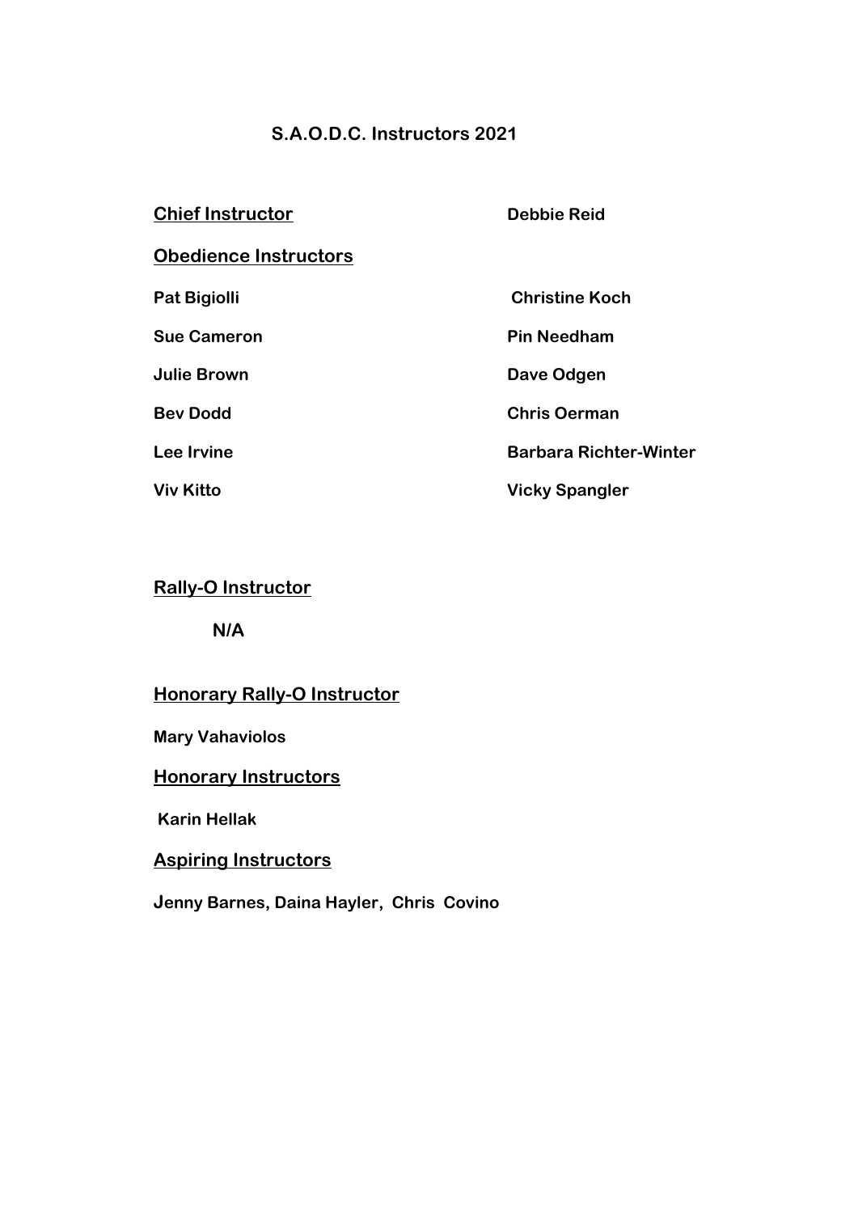# S.A.O.D.C. Instructors 2021

**Chief Instructor** — **Debbie Reid**

## Obedience Instructors

| | |
|---|---|
| **Pat Bigiolli** | **Christine Koch** |
| **Sue Cameron** | **Pin Needham** |
| **Julie Brown** | **Dave Odgen** |
| **Bev Dodd** | **Chris Oerman** |
| **Lee Irvine** | **Barbara Richter-Winter** |
| **Viv Kitto** | **Vicky Spangler** |

## Rally-O Instructor

**N/A**

## Honorary Rally-O Instructor

**Mary Vahaviolos**

## Honorary Instructors

**Karin Hellak**

## Aspiring Instructors

**Jenny Barnes, Daina Hayler, Chris Covino**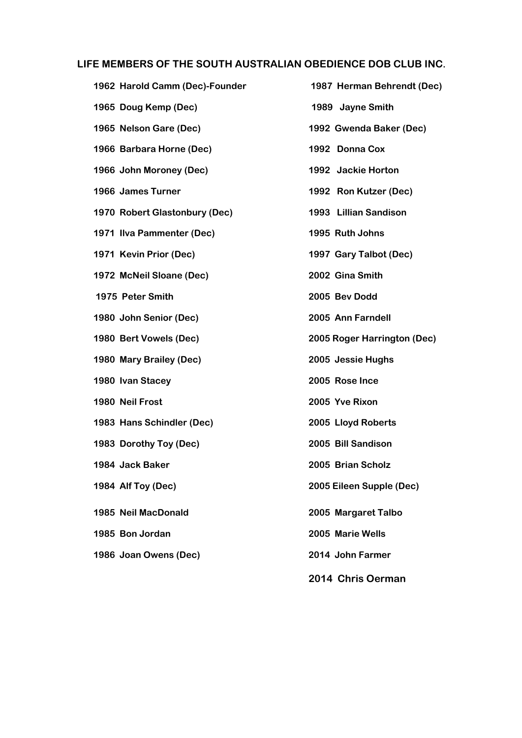## LIFE MEMBERS OF THE SOUTH AUSTRALIAN OBEDIENCE DOB CLUB INC.

**1962 Harold Camm (Dec)-Founder**

**1965 Doug Kemp (Dec)**

**1965 Nelson Gare (Dec)**

**1966 Barbara Horne (Dec)**

**1966 John Moroney (Dec)**

**1966 James Turner**

**1970 Robert Glastonbury (Dec)**

**1971 Ilva Pammenter (Dec)**

**1971 Kevin Prior (Dec)**

**1972 McNeil Sloane (Dec)**

**1975 Peter Smith**

**1980 John Senior (Dec)**

**1980 Bert Vowels (Dec)**

**1980 Mary Brailey (Dec)**

**1980 Ivan Stacey**

**1980 Neil Frost**

**1983 Hans Schindler (Dec)**

**1983 Dorothy Toy (Dec)**

**1984 Jack Baker**

**1984 Alf Toy (Dec)**

**1985 Neil MacDonald**

**1985 Bon Jordan**

**1986 Joan Owens (Dec)**

**1987 Herman Behrendt (Dec)**

**1989 Jayne Smith**

**1992 Gwenda Baker (Dec)**

**1992 Donna Cox**

**1992 Jackie Horton**

**1992 Ron Kutzer (Dec)**

**1993 Lillian Sandison**

**1995 Ruth Johns**

**1997 Gary Talbot (Dec)**

**2002 Gina Smith**

**2005 Bev Dodd**

**2005 Ann Farndell**

**2005 Roger Harrington (Dec)**

**2005 Jessie Hughs**

**2005 Rose Ince**

**2005 Yve Rixon**

**2005 Lloyd Roberts**

**2005 Bill Sandison**

**2005 Brian Scholz**

**2005 Eileen Supple (Dec)**

**2005 Margaret Talbo**

**2005 Marie Wells**

**2014 John Farmer**

**2014 Chris Oerman**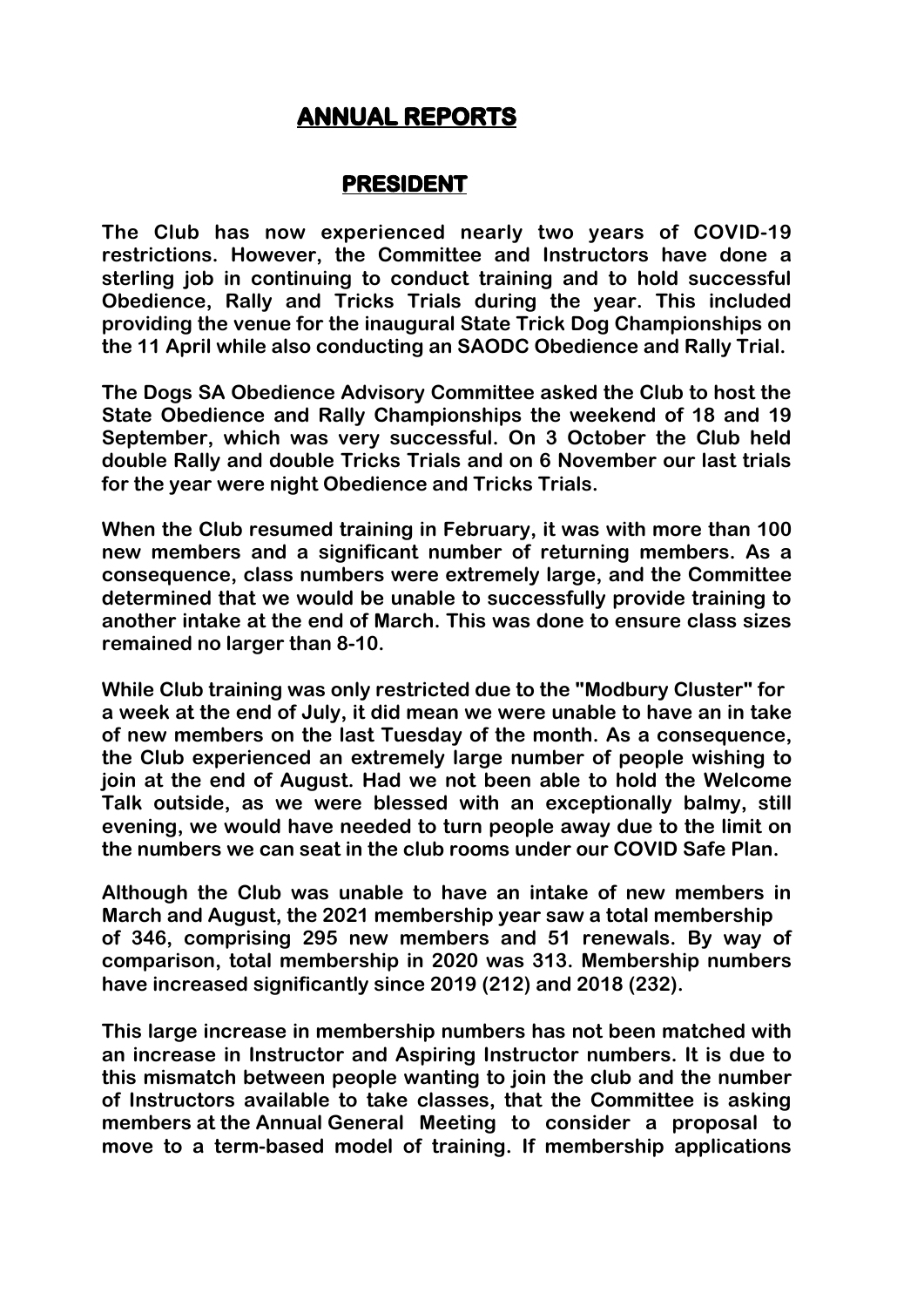# ANNUAL REPORTS

## PRESIDENT

The Club has now experienced nearly two years of COVID-19 restrictions. However, the Committee and Instructors have done a sterling job in continuing to conduct training and to hold successful Obedience, Rally and Tricks Trials during the year. This included providing the venue for the inaugural State Trick Dog Championships on the 11 April while also conducting an SAODC Obedience and Rally Trial.

The Dogs SA Obedience Advisory Committee asked the Club to host the State Obedience and Rally Championships the weekend of 18 and 19 September, which was very successful. On 3 October the Club held double Rally and double Tricks Trials and on 6 November our last trials for the year were night Obedience and Tricks Trials.

When the Club resumed training in February, it was with more than 100 new members and a significant number of returning members. As a consequence, class numbers were extremely large, and the Committee determined that we would be unable to successfully provide training to another intake at the end of March. This was done to ensure class sizes remained no larger than 8-10.

While Club training was only restricted due to the "Modbury Cluster" for a week at the end of July, it did mean we were unable to have an in take of new members on the last Tuesday of the month. As a consequence, the Club experienced an extremely large number of people wishing to join at the end of August. Had we not been able to hold the Welcome Talk outside, as we were blessed with an exceptionally balmy, still evening, we would have needed to turn people away due to the limit on the numbers we can seat in the club rooms under our COVID Safe Plan.

Although the Club was unable to have an intake of new members in March and August, the 2021 membership year saw a total membership of 346, comprising 295 new members and 51 renewals. By way of comparison, total membership in 2020 was 313. Membership numbers have increased significantly since 2019 (212) and 2018 (232).

This large increase in membership numbers has not been matched with an increase in Instructor and Aspiring Instructor numbers. It is due to this mismatch between people wanting to join the club and the number of Instructors available to take classes, that the Committee is asking members at the Annual General Meeting to consider a proposal to move to a term-based model of training. If membership applications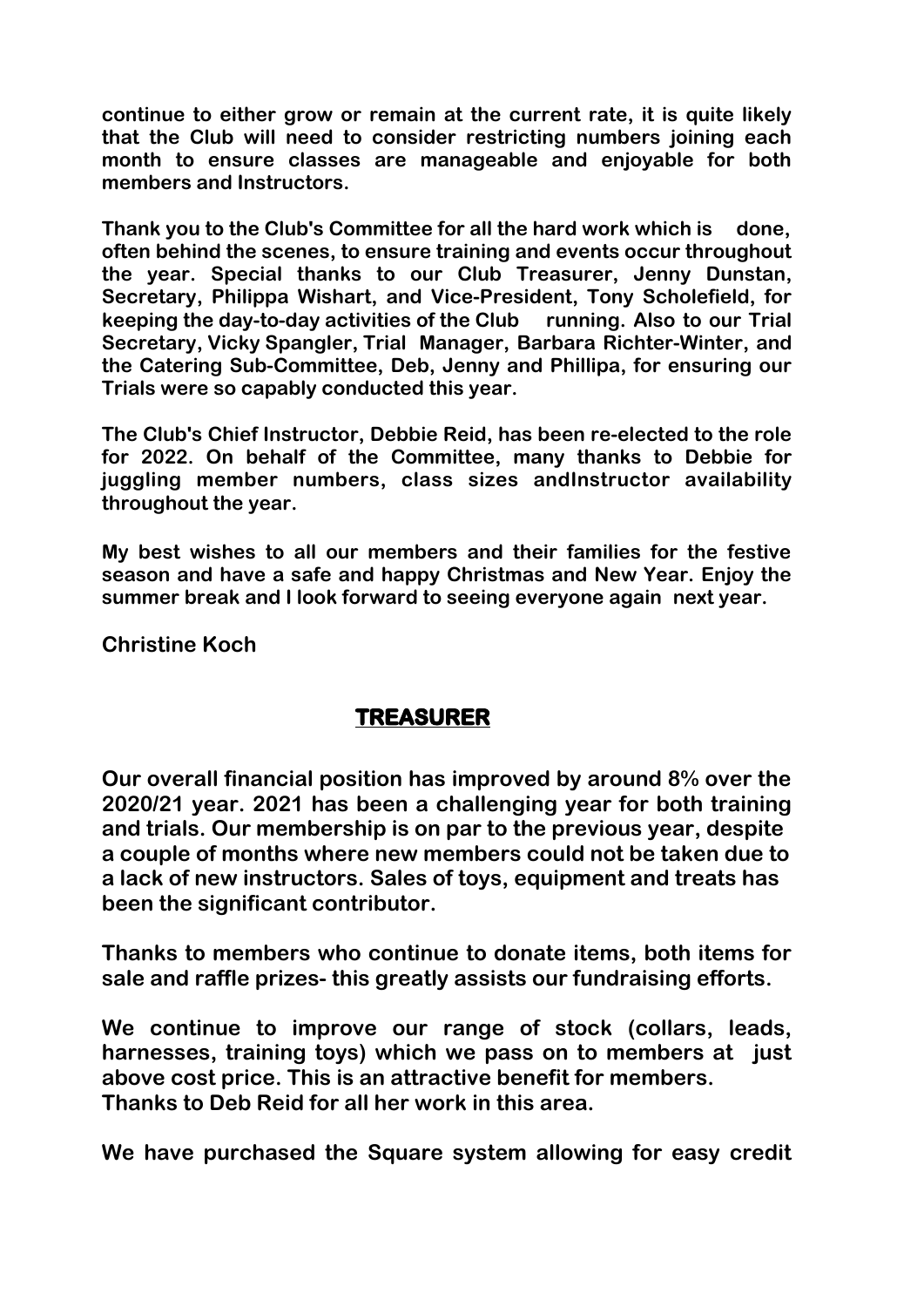**continue to either grow or remain at the current rate, it is quite likely that the Club will need to consider restricting numbers joining each month to ensure classes are manageable and enjoyable for both members and Instructors.**

**Thank you to the Club's Committee for all the hard work which is done, often behind the scenes, to ensure training and events occur throughout the year. Special thanks to our Club Treasurer, Jenny Dunstan, Secretary, Philippa Wishart, and Vice-President, Tony Scholefield, for keeping the day-to-day activities of the Club running. Also to our Trial Secretary, Vicky Spangler, Trial Manager, Barbara Richter-Winter, and the Catering Sub-Committee, Deb, Jenny and Phillipa, for ensuring our Trials were so capably conducted this year.**

**The Club's Chief Instructor, Debbie Reid, has been re-elected to the role for 2022. On behalf of the Committee, many thanks to Debbie for juggling member numbers, class sizes andInstructor availability throughout the year.**

**My best wishes to all our members and their families for the festive season and have a safe and happy Christmas and New Year. Enjoy the summer break and I look forward to seeing everyone again next year.**

**Christine Koch**

## TREASURER

**Our overall financial position has improved by around 8% over the 2020/21 year. 2021 has been a challenging year for both training and trials. Our membership is on par to the previous year, despite a couple of months where new members could not be taken due to a lack of new instructors. Sales of toys, equipment and treats has been the significant contributor.**

**Thanks to members who continue to donate items, both items for sale and raffle prizes- this greatly assists our fundraising efforts.**

**We continue to improve our range of stock (collars, leads, harnesses, training toys) which we pass on to members at just above cost price. This is an attractive benefit for members. Thanks to Deb Reid for all her work in this area.**

**We have purchased the Square system allowing for easy credit**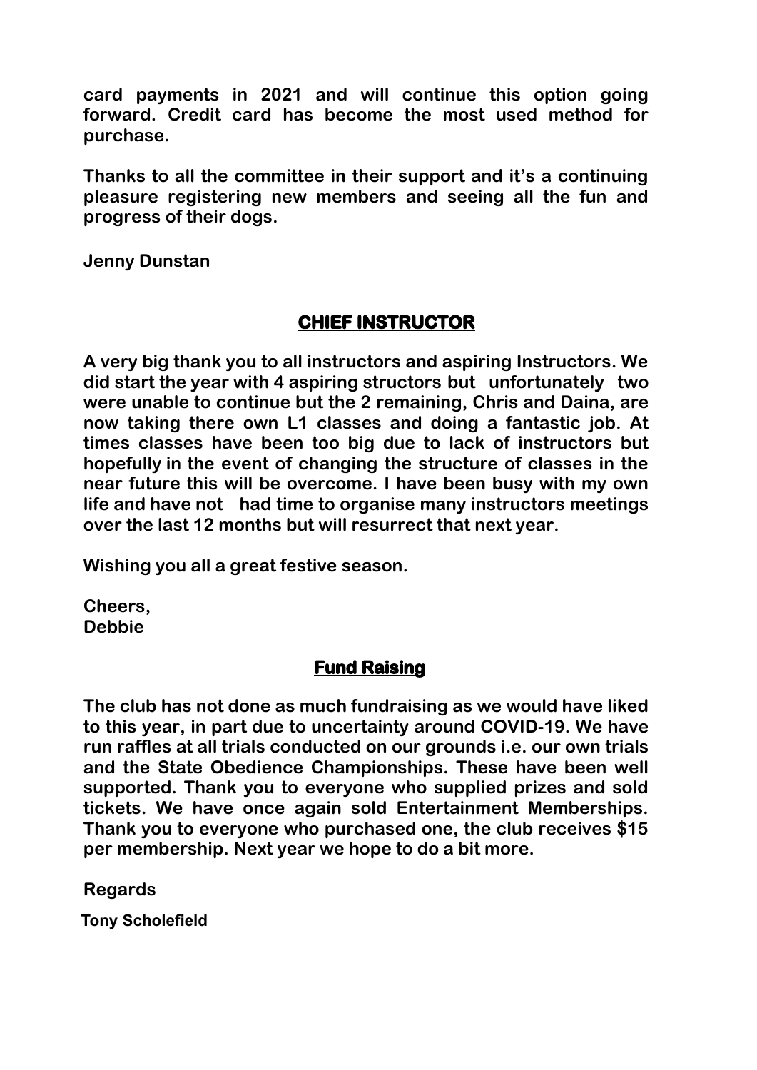**card payments in 2021 and will continue this option going forward. Credit card has become the most used method for purchase.**

**Thanks to all the committee in their support and it's a continuing pleasure registering new members and seeing all the fun and progress of their dogs.**

**Jenny Dunstan**

## CHIEF INSTRUCTOR

**A very big thank you to all instructors and aspiring Instructors. We did start the year with 4 aspiring structors but unfortunately two were unable to continue but the 2 remaining, Chris and Daina, are now taking there own L1 classes and doing a fantastic job. At times classes have been too big due to lack of instructors but hopefully in the event of changing the structure of classes in the near future this will be overcome. I have been busy with my own life and have not had time to organise many instructors meetings over the last 12 months but will resurrect that next year.**

**Wishing you all a great festive season.**

**Cheers,**
**Debbie**

## Fund Raising

**The club has not done as much fundraising as we would have liked to this year, in part due to uncertainty around COVID-19. We have run raffles at all trials conducted on our grounds i.e. our own trials and the State Obedience Championships. These have been well supported. Thank you to everyone who supplied prizes and sold tickets. We have once again sold Entertainment Memberships. Thank you to everyone who purchased one, the club receives $15 per membership. Next year we hope to do a bit more.**

**Regards**

**Tony Scholefield**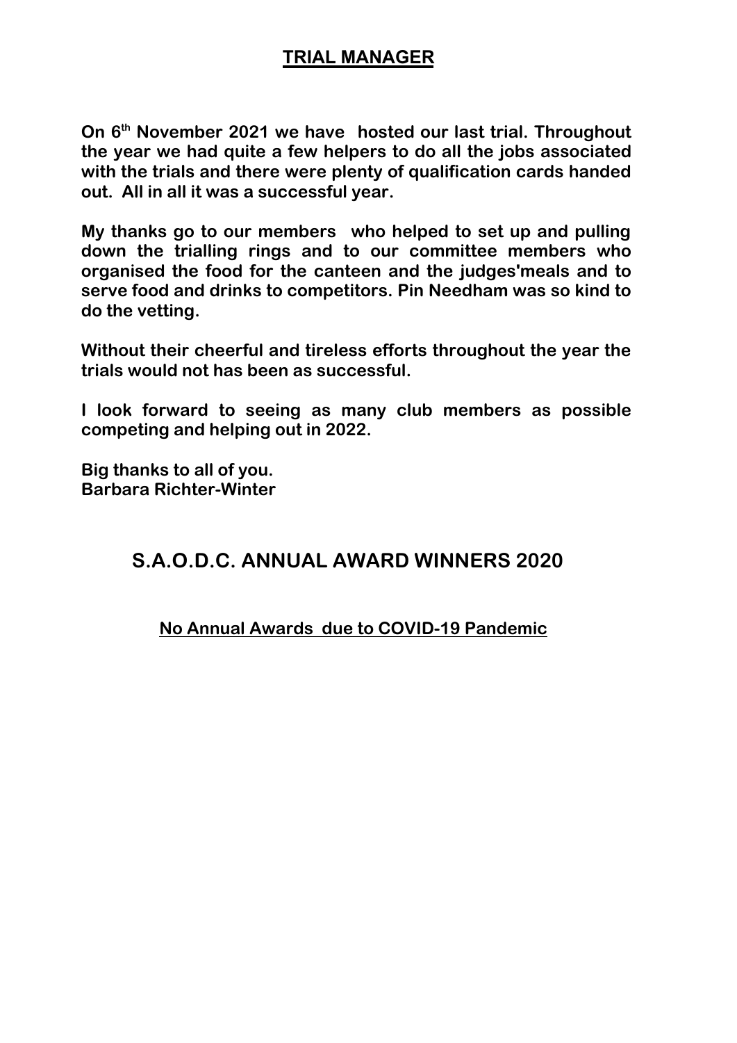## TRIAL MANAGER

**On 6th November 2021 we have hosted our last trial. Throughout the year we had quite a few helpers to do all the jobs associated with the trials and there were plenty of qualification cards handed out. All in all it was a successful year.**

**My thanks go to our members who helped to set up and pulling down the trialling rings and to our committee members who organised the food for the canteen and the judges'meals and to serve food and drinks to competitors. Pin Needham was so kind to do the vetting.**

**Without their cheerful and tireless efforts throughout the year the trials would not has been as successful.**

**I look forward to seeing as many club members as possible competing and helping out in 2022.**

**Big thanks to all of you.**
**Barbara Richter-Winter**

## S.A.O.D.C. ANNUAL AWARD WINNERS 2020

**No Annual Awards due to COVID-19 Pandemic**